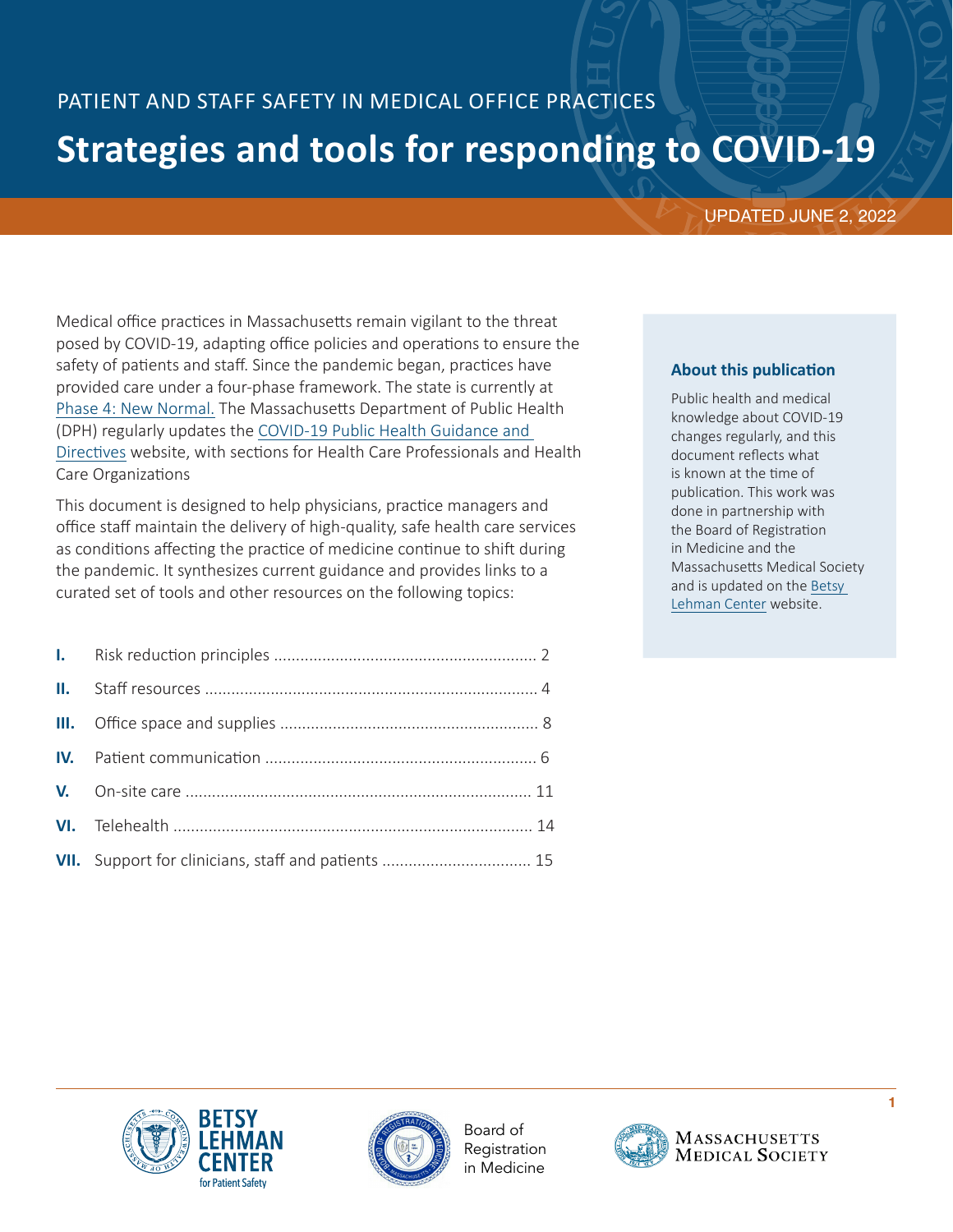PATIENT AND STAFF SAFETY IN MEDICAL OFFICE PRACTICES

# Strategies and tools for responding to COVID-19

UPDATED JUNE 2, 2022

Medical office practices in Massachusetts remain vigilant to the threat posed by COVID-19, adapting office policies and operations to ensure the safety of patients and staff. Since the pandemic began, practices have provided care under a four-phase framework. The state is currently at Phase 4: New Normal. The Massachusetts Department of Public Health (DPH) regularly updates the COVID-19 Public Health Guidance and Directives website, with sections for Health Care Professionals and Health Care Organizations

This document is designed to help physicians, practice managers and office staff maintain the delivery of high-quality, safe health care services as conditions affecting the practice of medicine continue to shift during the pandemic. It synthesizes current guidance and provides links to a curated set of tools and other resources on the following topics:

**I.** Risk reduction principles ........ 2

**II.** Staff resources ........ 4

**III.** Office space and supplies ........ 8

**IV.** Patient communication ........ 6

**V.** On-site care ........ 11

**VI.** Telehealth ........ 14

**VII.** Support for clinicians, staff and patients ........ 15

### About this publication

Public health and medical knowledge about COVID-19 changes regularly, and this document reflects what is known at the time of publication. This work was done in partnership with the Board of Registration in Medicine and the Massachusetts Medical Society and is updated on the Betsy Lehman Center website.

BETSY LEHMAN CENTER for Patient Safety

Board of Registration in Medicine

Massachusetts Medical Society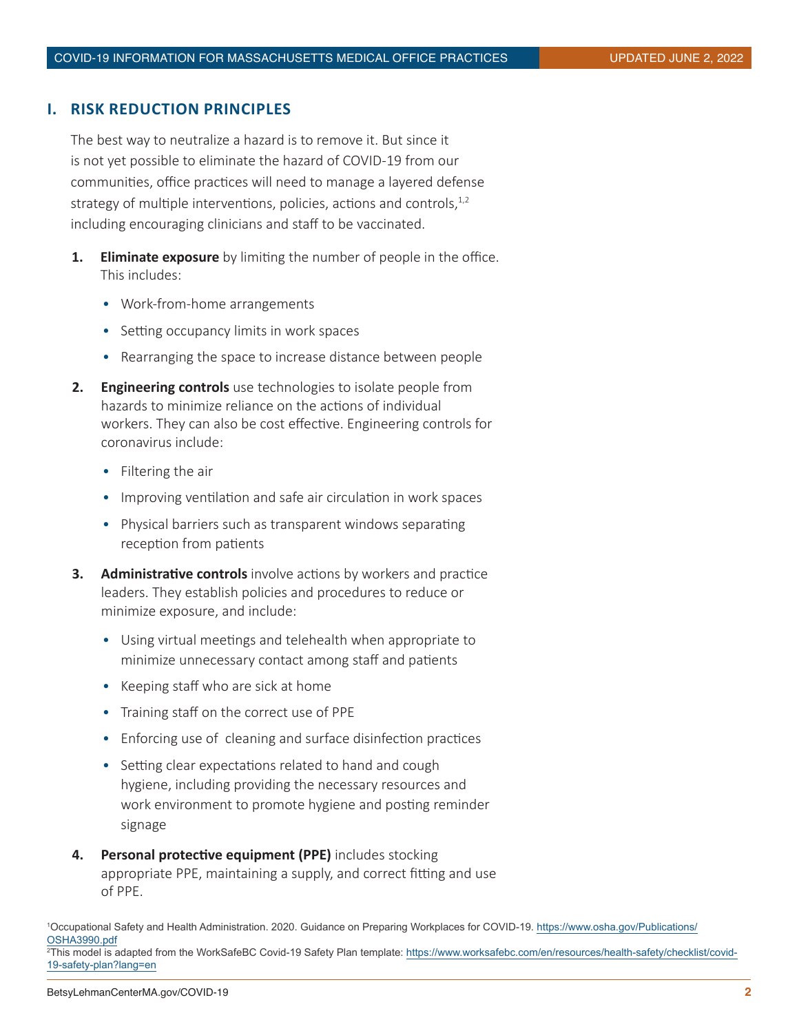## I. RISK REDUCTION PRINCIPLES

The best way to neutralize a hazard is to remove it. But since it is not yet possible to eliminate the hazard of COVID-19 from our communities, office practices will need to manage a layered defense strategy of multiple interventions, policies, actions and controls,[1,2] including encouraging clinicians and staff to be vaccinated.

1. **Eliminate exposure** by limiting the number of people in the office. This includes:
   - Work-from-home arrangements
   - Setting occupancy limits in work spaces
   - Rearranging the space to increase distance between people
2. **Engineering controls** use technologies to isolate people from hazards to minimize reliance on the actions of individual workers. They can also be cost effective. Engineering controls for coronavirus include:
   - Filtering the air
   - Improving ventilation and safe air circulation in work spaces
   - Physical barriers such as transparent windows separating reception from patients
3. **Administrative controls** involve actions by workers and practice leaders. They establish policies and procedures to reduce or minimize exposure, and include:
   - Using virtual meetings and telehealth when appropriate to minimize unnecessary contact among staff and patients
   - Keeping staff who are sick at home
   - Training staff on the correct use of PPE
   - Enforcing use of cleaning and surface disinfection practices
   - Setting clear expectations related to hand and cough hygiene, including providing the necessary resources and work environment to promote hygiene and posting reminder signage
4. **Personal protective equipment (PPE)** includes stocking appropriate PPE, maintaining a supply, and correct fitting and use of PPE.

[1] Occupational Safety and Health Administration. 2020. Guidance on Preparing Workplaces for COVID-19. https://www.osha.gov/Publications/OSHA3990.pdf

[2] This model is adapted from the WorkSafeBC Covid-19 Safety Plan template: https://www.worksafebc.com/en/resources/health-safety/checklist/covid-19-safety-plan?lang=en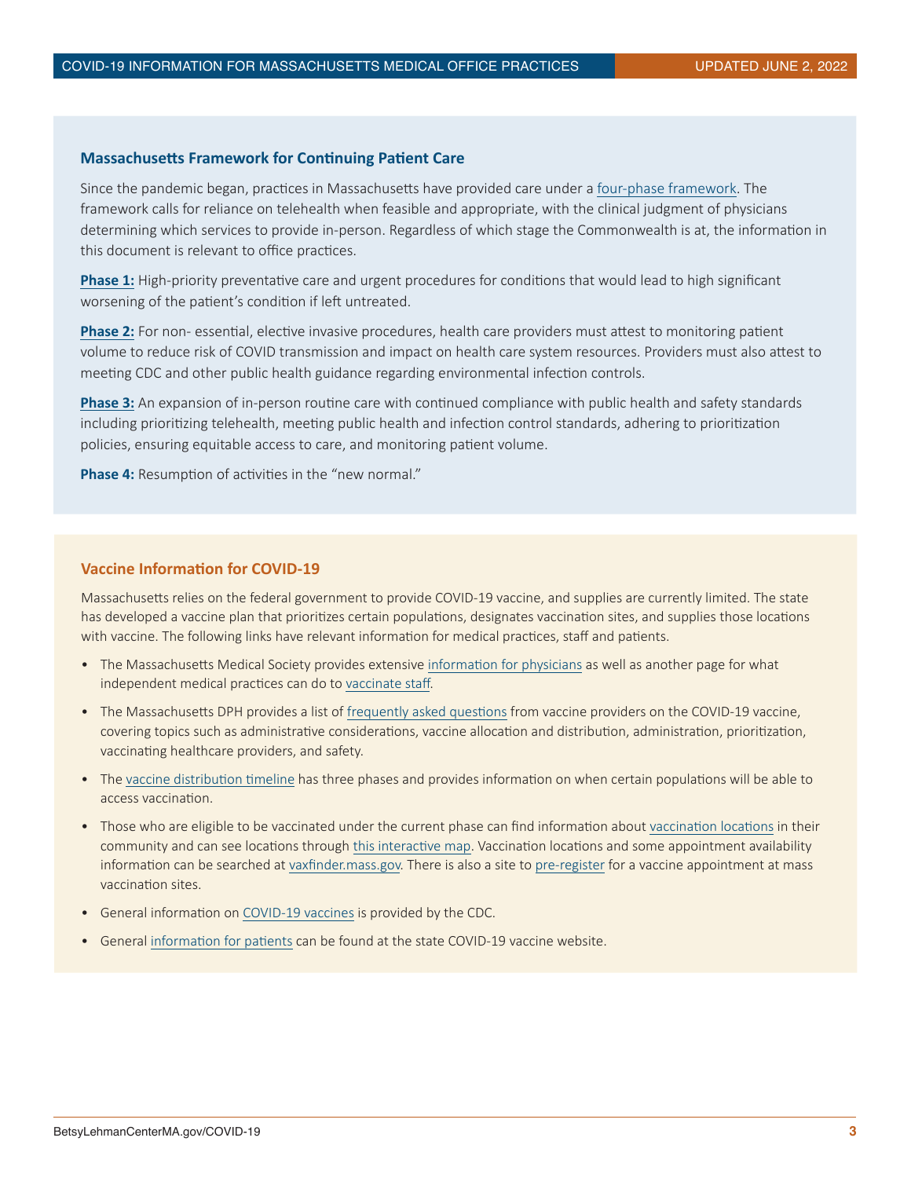## Massachusetts Framework for Continuing Patient Care

Since the pandemic began, practices in Massachusetts have provided care under a four-phase framework. The framework calls for reliance on telehealth when feasible and appropriate, with the clinical judgment of physicians determining which services to provide in-person. Regardless of which stage the Commonwealth is at, the information in this document is relevant to office practices.

**Phase 1:** High-priority preventative care and urgent procedures for conditions that would lead to high significant worsening of the patient's condition if left untreated.

**Phase 2:** For non- essential, elective invasive procedures, health care providers must attest to monitoring patient volume to reduce risk of COVID transmission and impact on health care system resources. Providers must also attest to meeting CDC and other public health guidance regarding environmental infection controls.

**Phase 3:** An expansion of in-person routine care with continued compliance with public health and safety standards including prioritizing telehealth, meeting public health and infection control standards, adhering to prioritization policies, ensuring equitable access to care, and monitoring patient volume.

**Phase 4:** Resumption of activities in the "new normal."

## Vaccine Information for COVID-19

Massachusetts relies on the federal government to provide COVID-19 vaccine, and supplies are currently limited. The state has developed a vaccine plan that prioritizes certain populations, designates vaccination sites, and supplies those locations with vaccine. The following links have relevant information for medical practices, staff and patients.

- The Massachusetts Medical Society provides extensive information for physicians as well as another page for what independent medical practices can do to vaccinate staff.
- The Massachusetts DPH provides a list of frequently asked questions from vaccine providers on the COVID-19 vaccine, covering topics such as administrative considerations, vaccine allocation and distribution, administration, prioritization, vaccinating healthcare providers, and safety.
- The vaccine distribution timeline has three phases and provides information on when certain populations will be able to access vaccination.
- Those who are eligible to be vaccinated under the current phase can find information about vaccination locations in their community and can see locations through this interactive map. Vaccination locations and some appointment availability information can be searched at vaxfinder.mass.gov. There is also a site to pre-register for a vaccine appointment at mass vaccination sites.
- General information on COVID-19 vaccines is provided by the CDC.
- General information for patients can be found at the state COVID-19 vaccine website.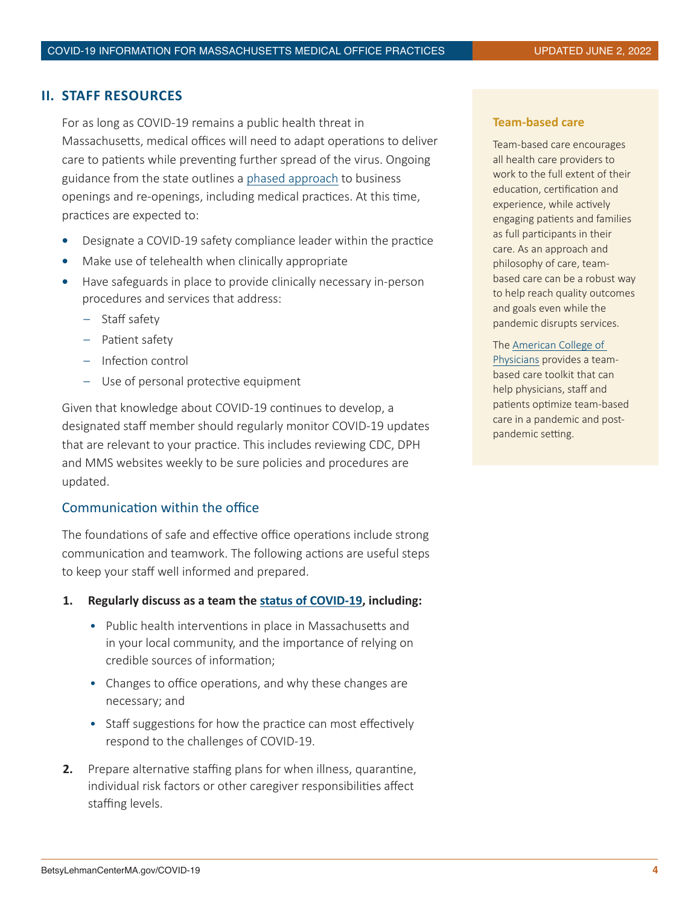## II. STAFF RESOURCES

For as long as COVID-19 remains a public health threat in Massachusetts, medical offices will need to adapt operations to deliver care to patients while preventing further spread of the virus. Ongoing guidance from the state outlines a phased approach to business openings and re-openings, including medical practices. At this time, practices are expected to:

- Designate a COVID-19 safety compliance leader within the practice
- Make use of telehealth when clinically appropriate
- Have safeguards in place to provide clinically necessary in-person procedures and services that address:
  - Staff safety
  - Patient safety
  - Infection control
  - Use of personal protective equipment

Given that knowledge about COVID-19 continues to develop, a designated staff member should regularly monitor COVID-19 updates that are relevant to your practice. This includes reviewing CDC, DPH and MMS websites weekly to be sure policies and procedures are updated.

### Communication within the office

The foundations of safe and effective office operations include strong communication and teamwork. The following actions are useful steps to keep your staff well informed and prepared.

1. **Regularly discuss as a team the status of COVID-19, including:**
   - Public health interventions in place in Massachusetts and in your local community, and the importance of relying on credible sources of information;
   - Changes to office operations, and why these changes are necessary; and
   - Staff suggestions for how the practice can most effectively respond to the challenges of COVID-19.
2. Prepare alternative staffing plans for when illness, quarantine, individual risk factors or other caregiver responsibilities affect staffing levels.

**Team-based care**

Team-based care encourages all health care providers to work to the full extent of their education, certification and experience, while actively engaging patients and families as full participants in their care. As an approach and philosophy of care, team-based care can be a robust way to help reach quality outcomes and goals even while the pandemic disrupts services.

The American College of Physicians provides a team-based care toolkit that can help physicians, staff and patients optimize team-based care in a pandemic and post-pandemic setting.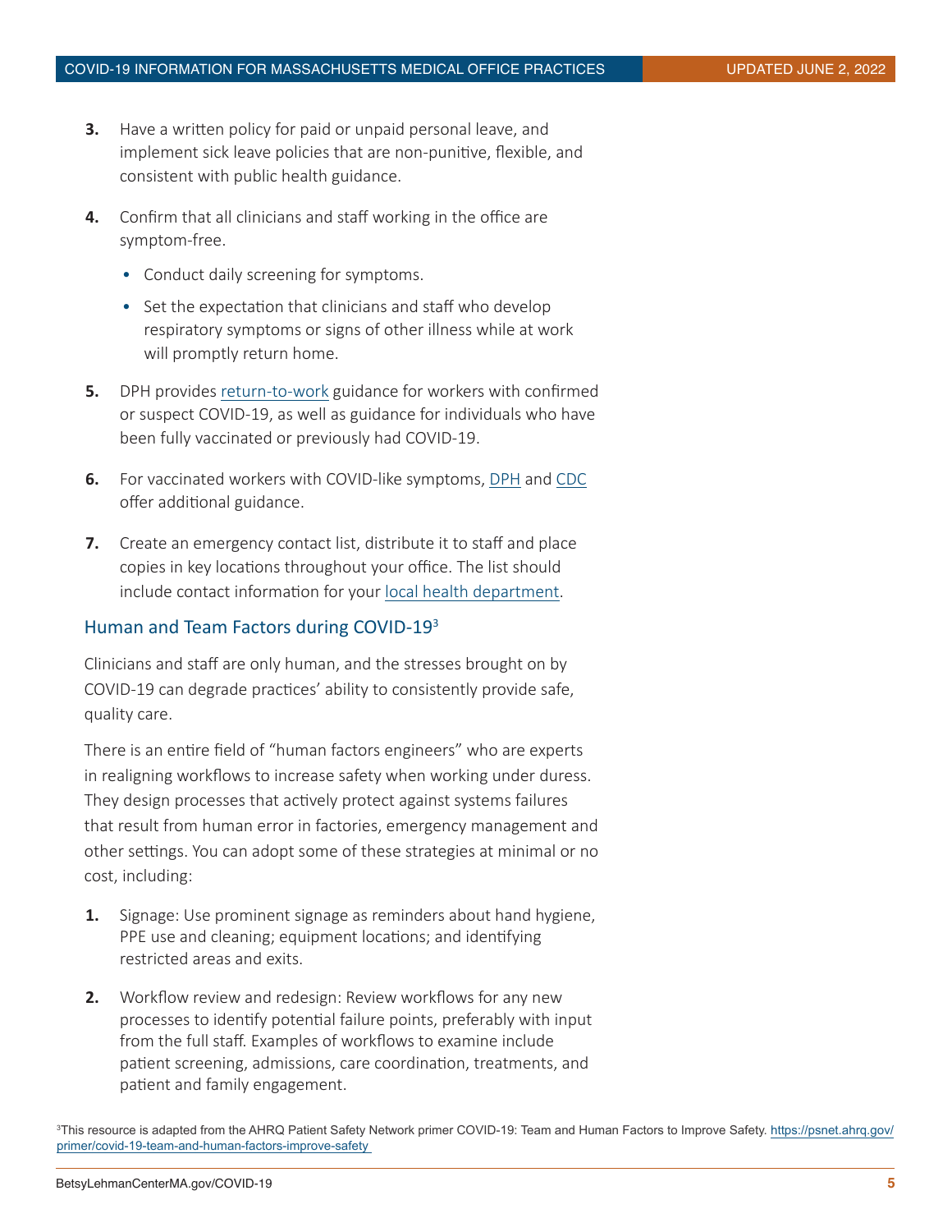3. Have a written policy for paid or unpaid personal leave, and implement sick leave policies that are non-punitive, flexible, and consistent with public health guidance.

4. Confirm that all clinicians and staff working in the office are symptom-free.
   - Conduct daily screening for symptoms.
   - Set the expectation that clinicians and staff who develop respiratory symptoms or signs of other illness while at work will promptly return home.

5. DPH provides return-to-work guidance for workers with confirmed or suspect COVID-19, as well as guidance for individuals who have been fully vaccinated or previously had COVID-19.

6. For vaccinated workers with COVID-like symptoms, DPH and CDC offer additional guidance.

7. Create an emergency contact list, distribute it to staff and place copies in key locations throughout your office. The list should include contact information for your local health department.

## Human and Team Factors during COVID-19[3]

Clinicians and staff are only human, and the stresses brought on by COVID-19 can degrade practices' ability to consistently provide safe, quality care.

There is an entire field of "human factors engineers" who are experts in realigning workflows to increase safety when working under duress. They design processes that actively protect against systems failures that result from human error in factories, emergency management and other settings. You can adopt some of these strategies at minimal or no cost, including:

1. Signage: Use prominent signage as reminders about hand hygiene, PPE use and cleaning; equipment locations; and identifying restricted areas and exits.

2. Workflow review and redesign: Review workflows for any new processes to identify potential failure points, preferably with input from the full staff. Examples of workflows to examine include patient screening, admissions, care coordination, treatments, and patient and family engagement.

[3]This resource is adapted from the AHRQ Patient Safety Network primer COVID-19: Team and Human Factors to Improve Safety. https://psnet.ahrq.gov/primer/covid-19-team-and-human-factors-improve-safety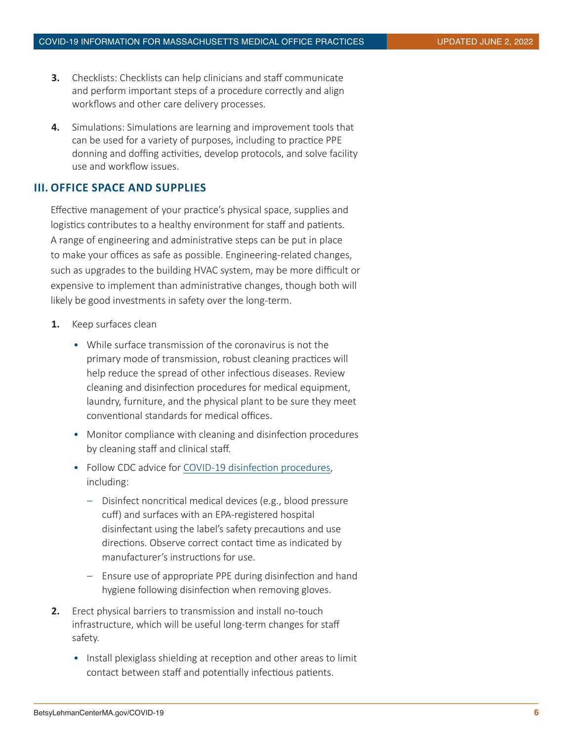3. Checklists: Checklists can help clinicians and staff communicate and perform important steps of a procedure correctly and align workflows and other care delivery processes.

4. Simulations: Simulations are learning and improvement tools that can be used for a variety of purposes, including to practice PPE donning and doffing activities, develop protocols, and solve facility use and workflow issues.

## III. OFFICE SPACE AND SUPPLIES

Effective management of your practice's physical space, supplies and logistics contributes to a healthy environment for staff and patients. A range of engineering and administrative steps can be put in place to make your offices as safe as possible. Engineering-related changes, such as upgrades to the building HVAC system, may be more difficult or expensive to implement than administrative changes, though both will likely be good investments in safety over the long-term.

1. Keep surfaces clean

   - While surface transmission of the coronavirus is not the primary mode of transmission, robust cleaning practices will help reduce the spread of other infectious diseases. Review cleaning and disinfection procedures for medical equipment, laundry, furniture, and the physical plant to be sure they meet conventional standards for medical offices.
   - Monitor compliance with cleaning and disinfection procedures by cleaning staff and clinical staff.
   - Follow CDC advice for COVID-19 disinfection procedures, including:
     - Disinfect noncritical medical devices (e.g., blood pressure cuff) and surfaces with an EPA-registered hospital disinfectant using the label's safety precautions and use directions. Observe correct contact time as indicated by manufacturer's instructions for use.
     - Ensure use of appropriate PPE during disinfection and hand hygiene following disinfection when removing gloves.

2. Erect physical barriers to transmission and install no-touch infrastructure, which will be useful long-term changes for staff safety.

   - Install plexiglass shielding at reception and other areas to limit contact between staff and potentially infectious patients.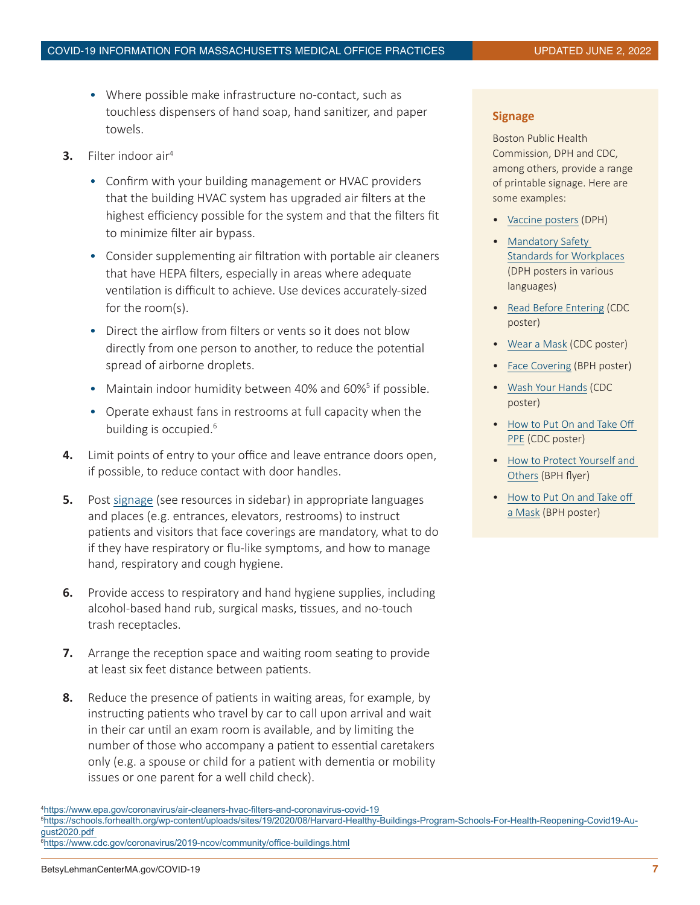- Where possible make infrastructure no-contact, such as touchless dispensers of hand soap, hand sanitizer, and paper towels.

3. Filter indoor air[4]
   - Confirm with your building management or HVAC providers that the building HVAC system has upgraded air filters at the highest efficiency possible for the system and that the filters fit to minimize filter air bypass.
   - Consider supplementing air filtration with portable air cleaners that have HEPA filters, especially in areas where adequate ventilation is difficult to achieve. Use devices accurately-sized for the room(s).
   - Direct the airflow from filters or vents so it does not blow directly from one person to another, to reduce the potential spread of airborne droplets.
   - Maintain indoor humidity between 40% and 60%[5] if possible.
   - Operate exhaust fans in restrooms at full capacity when the building is occupied.[6]
4. Limit points of entry to your office and leave entrance doors open, if possible, to reduce contact with door handles.
5. Post signage (see resources in sidebar) in appropriate languages and places (e.g. entrances, elevators, restrooms) to instruct patients and visitors that face coverings are mandatory, what to do if they have respiratory or flu-like symptoms, and how to manage hand, respiratory and cough hygiene.
6. Provide access to respiratory and hand hygiene supplies, including alcohol-based hand rub, surgical masks, tissues, and no-touch trash receptacles.
7. Arrange the reception space and waiting room seating to provide at least six feet distance between patients.
8. Reduce the presence of patients in waiting areas, for example, by instructing patients who travel by car to call upon arrival and wait in their car until an exam room is available, and by limiting the number of those who accompany a patient to essential caretakers only (e.g. a spouse or child for a patient with dementia or mobility issues or one parent for a well child check).

### Signage

Boston Public Health Commission, DPH and CDC, among others, provide a range of printable signage. Here are some examples:

- Vaccine posters (DPH)
- Mandatory Safety Standards for Workplaces (DPH posters in various languages)
- Read Before Entering (CDC poster)
- Wear a Mask (CDC poster)
- Face Covering (BPH poster)
- Wash Your Hands (CDC poster)
- How to Put On and Take Off PPE (CDC poster)
- How to Protect Yourself and Others (BPH flyer)
- How to Put On and Take off a Mask (BPH poster)

[4] https://www.epa.gov/coronavirus/air-cleaners-hvac-filters-and-coronavirus-covid-19

[5] https://schools.forhealth.org/wp-content/uploads/sites/19/2020/08/Harvard-Healthy-Buildings-Program-Schools-For-Health-Reopening-Covid19-August2020.pdf

[6] https://www.cdc.gov/coronavirus/2019-ncov/community/office-buildings.html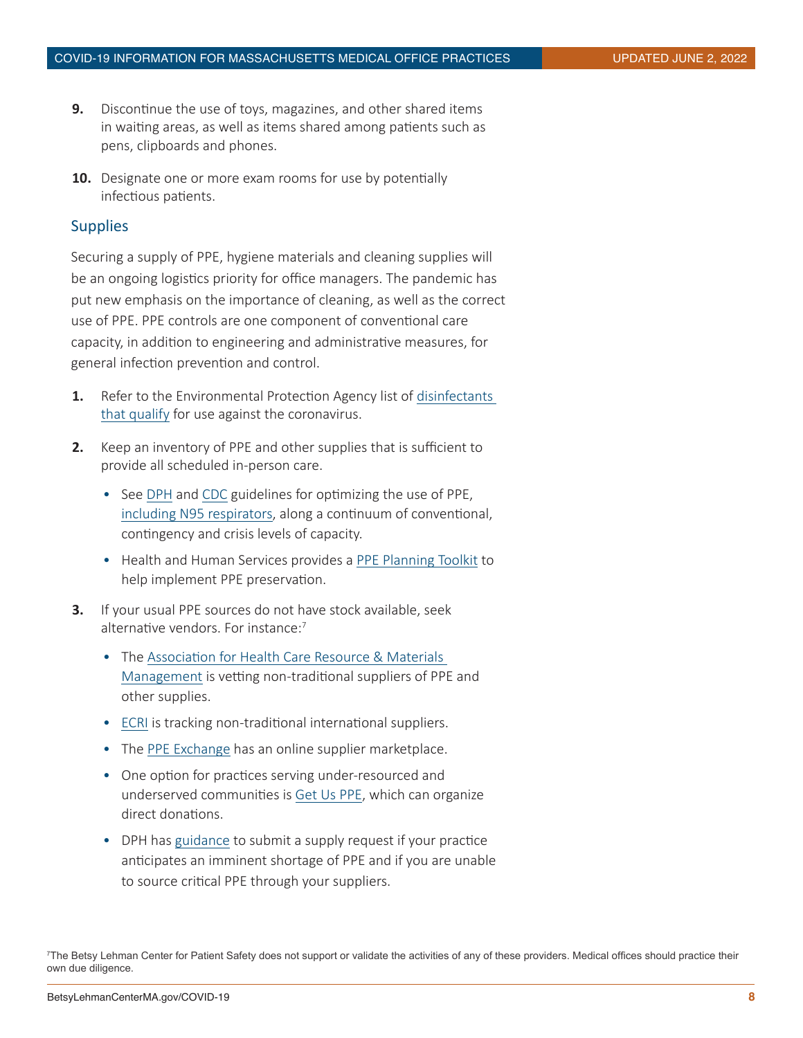9. Discontinue the use of toys, magazines, and other shared items in waiting areas, as well as items shared among patients such as pens, clipboards and phones.

10. Designate one or more exam rooms for use by potentially infectious patients.

## Supplies

Securing a supply of PPE, hygiene materials and cleaning supplies will be an ongoing logistics priority for office managers. The pandemic has put new emphasis on the importance of cleaning, as well as the correct use of PPE. PPE controls are one component of conventional care capacity, in addition to engineering and administrative measures, for general infection prevention and control.

1. Refer to the Environmental Protection Agency list of disinfectants that qualify for use against the coronavirus.

2. Keep an inventory of PPE and other supplies that is sufficient to provide all scheduled in-person care.
   - See DPH and CDC guidelines for optimizing the use of PPE, including N95 respirators, along a continuum of conventional, contingency and crisis levels of capacity.
   - Health and Human Services provides a PPE Planning Toolkit to help implement PPE preservation.

3. If your usual PPE sources do not have stock available, seek alternative vendors. For instance:[7]
   - The Association for Health Care Resource & Materials Management is vetting non-traditional suppliers of PPE and other supplies.
   - ECRI is tracking non-traditional international suppliers.
   - The PPE Exchange has an online supplier marketplace.
   - One option for practices serving under-resourced and underserved communities is Get Us PPE, which can organize direct donations.
   - DPH has guidance to submit a supply request if your practice anticipates an imminent shortage of PPE and if you are unable to source critical PPE through your suppliers.

[7]The Betsy Lehman Center for Patient Safety does not support or validate the activities of any of these providers. Medical offices should practice their own due diligence.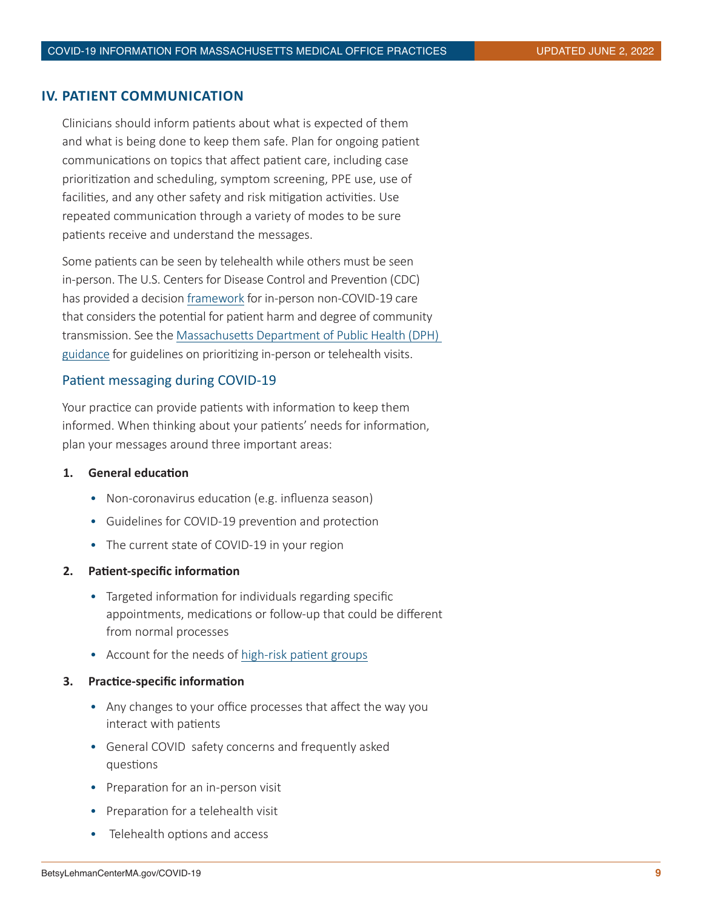## IV. PATIENT COMMUNICATION

Clinicians should inform patients about what is expected of them and what is being done to keep them safe. Plan for ongoing patient communications on topics that affect patient care, including case prioritization and scheduling, symptom screening, PPE use, use of facilities, and any other safety and risk mitigation activities. Use repeated communication through a variety of modes to be sure patients receive and understand the messages.

Some patients can be seen by telehealth while others must be seen in-person. The U.S. Centers for Disease Control and Prevention (CDC) has provided a decision framework for in-person non-COVID-19 care that considers the potential for patient harm and degree of community transmission. See the Massachusetts Department of Public Health (DPH) guidance for guidelines on prioritizing in-person or telehealth visits.

### Patient messaging during COVID-19

Your practice can provide patients with information to keep them informed. When thinking about your patients' needs for information, plan your messages around three important areas:

1. **General education**
   - Non-coronavirus education (e.g. influenza season)
   - Guidelines for COVID-19 prevention and protection
   - The current state of COVID-19 in your region
2. **Patient-specific information**
   - Targeted information for individuals regarding specific appointments, medications or follow-up that could be different from normal processes
   - Account for the needs of high-risk patient groups
3. **Practice-specific information**
   - Any changes to your office processes that affect the way you interact with patients
   - General COVID safety concerns and frequently asked questions
   - Preparation for an in-person visit
   - Preparation for a telehealth visit
   - Telehealth options and access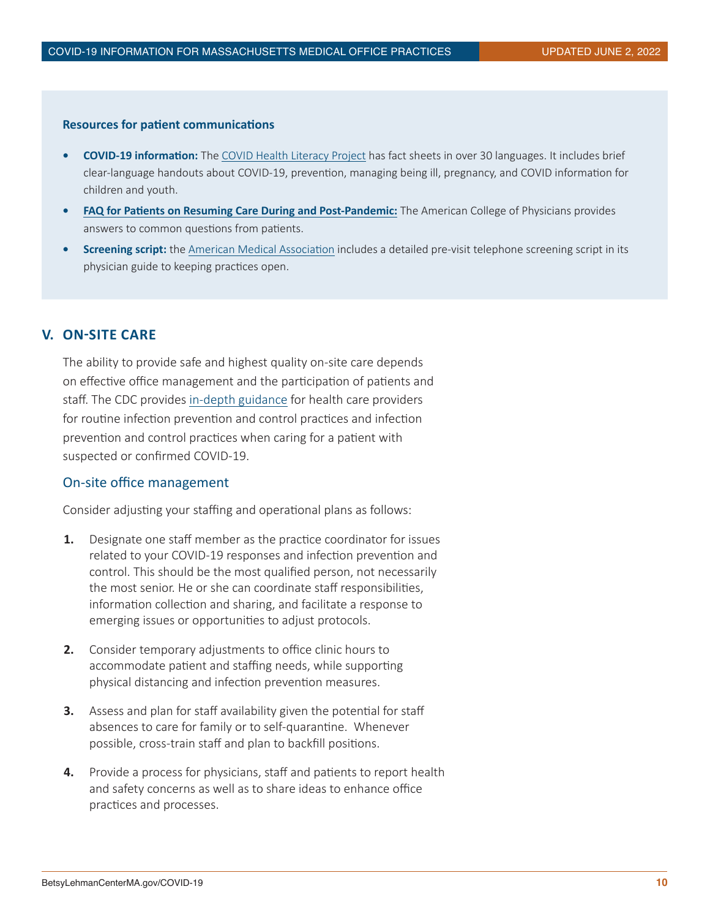**Resources for patient communications**

- **COVID-19 information:** The COVID Health Literacy Project has fact sheets in over 30 languages. It includes brief clear-language handouts about COVID-19, prevention, managing being ill, pregnancy, and COVID information for children and youth.
- **FAQ for Patients on Resuming Care During and Post-Pandemic:** The American College of Physicians provides answers to common questions from patients.
- **Screening script:** the American Medical Association includes a detailed pre-visit telephone screening script in its physician guide to keeping practices open.

## V. ON-SITE CARE

The ability to provide safe and highest quality on-site care depends on effective office management and the participation of patients and staff. The CDC provides in-depth guidance for health care providers for routine infection prevention and control practices and infection prevention and control practices when caring for a patient with suspected or confirmed COVID-19.

### On-site office management

Consider adjusting your staffing and operational plans as follows:

1. Designate one staff member as the practice coordinator for issues related to your COVID-19 responses and infection prevention and control. This should be the most qualified person, not necessarily the most senior. He or she can coordinate staff responsibilities, information collection and sharing, and facilitate a response to emerging issues or opportunities to adjust protocols.

2. Consider temporary adjustments to office clinic hours to accommodate patient and staffing needs, while supporting physical distancing and infection prevention measures.

3. Assess and plan for staff availability given the potential for staff absences to care for family or to self-quarantine. Whenever possible, cross-train staff and plan to backfill positions.

4. Provide a process for physicians, staff and patients to report health and safety concerns as well as to share ideas to enhance office practices and processes.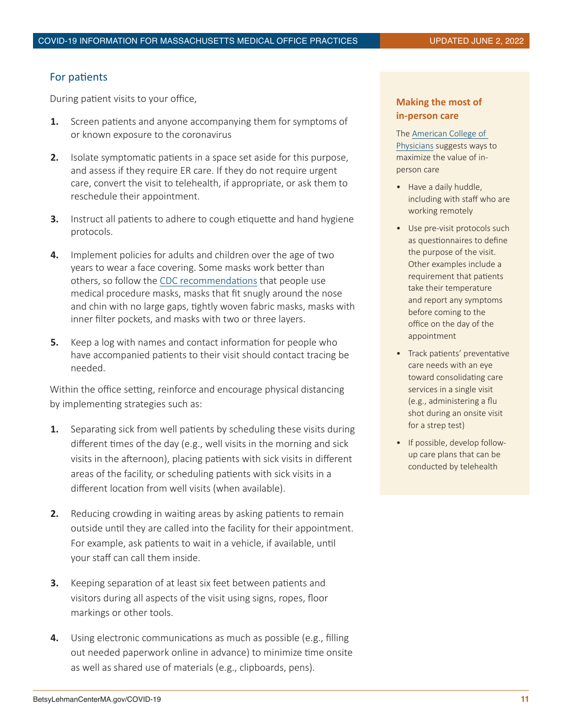## For patients

During patient visits to your office,

1. Screen patients and anyone accompanying them for symptoms of or known exposure to the coronavirus
2. Isolate symptomatic patients in a space set aside for this purpose, and assess if they require ER care. If they do not require urgent care, convert the visit to telehealth, if appropriate, or ask them to reschedule their appointment.
3. Instruct all patients to adhere to cough etiquette and hand hygiene protocols.
4. Implement policies for adults and children over the age of two years to wear a face covering. Some masks work better than others, so follow the CDC recommendations that people use medical procedure masks, masks that fit snugly around the nose and chin with no large gaps, tightly woven fabric masks, masks with inner filter pockets, and masks with two or three layers.
5. Keep a log with names and contact information for people who have accompanied patients to their visit should contact tracing be needed.

Within the office setting, reinforce and encourage physical distancing by implementing strategies such as:

1. Separating sick from well patients by scheduling these visits during different times of the day (e.g., well visits in the morning and sick visits in the afternoon), placing patients with sick visits in different areas of the facility, or scheduling patients with sick visits in a different location from well visits (when available).
2. Reducing crowding in waiting areas by asking patients to remain outside until they are called into the facility for their appointment. For example, ask patients to wait in a vehicle, if available, until your staff can call them inside.
3. Keeping separation of at least six feet between patients and visitors during all aspects of the visit using signs, ropes, floor markings or other tools.
4. Using electronic communications as much as possible (e.g., filling out needed paperwork online in advance) to minimize time onsite as well as shared use of materials (e.g., clipboards, pens).

### Making the most of in-person care

The American College of Physicians suggests ways to maximize the value of in-person care

- Have a daily huddle, including with staff who are working remotely
- Use pre-visit protocols such as questionnaires to define the purpose of the visit. Other examples include a requirement that patients take their temperature and report any symptoms before coming to the office on the day of the appointment
- Track patients' preventative care needs with an eye toward consolidating care services in a single visit (e.g., administering a flu shot during an onsite visit for a strep test)
- If possible, develop follow-up care plans that can be conducted by telehealth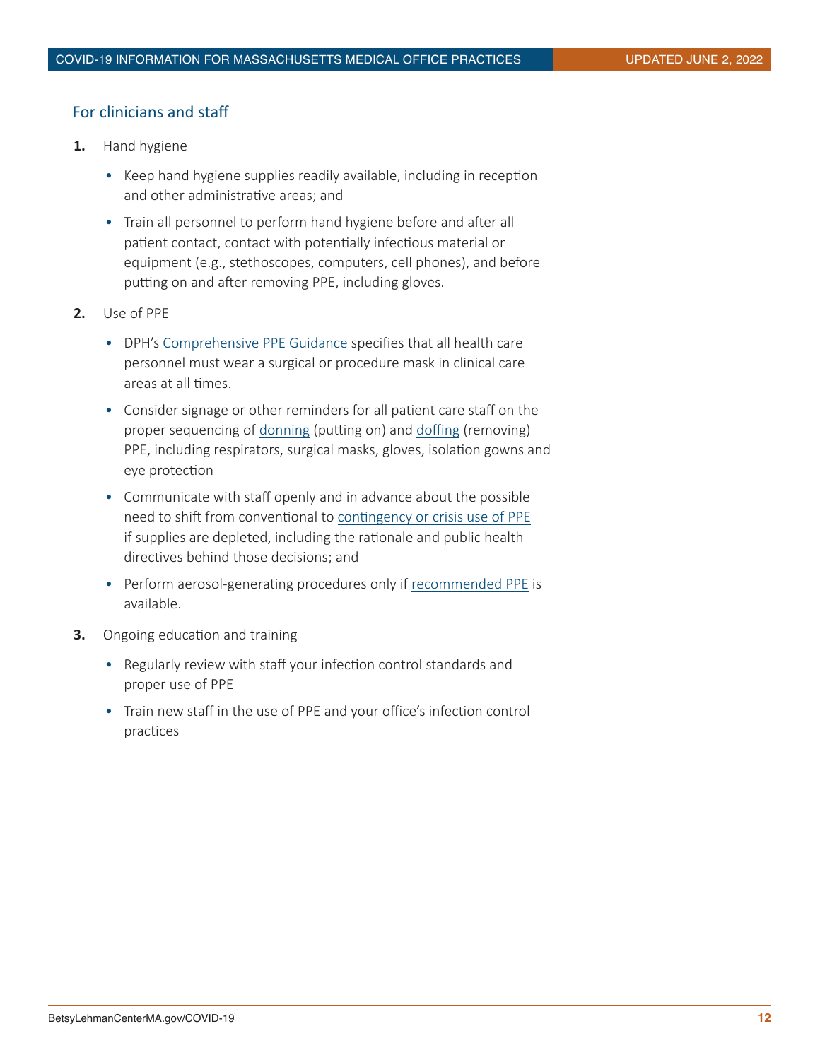## For clinicians and staff

**1.** Hand hygiene

- Keep hand hygiene supplies readily available, including in reception and other administrative areas; and
- Train all personnel to perform hand hygiene before and after all patient contact, contact with potentially infectious material or equipment (e.g., stethoscopes, computers, cell phones), and before putting on and after removing PPE, including gloves.

**2.** Use of PPE

- DPH's Comprehensive PPE Guidance specifies that all health care personnel must wear a surgical or procedure mask in clinical care areas at all times.
- Consider signage or other reminders for all patient care staff on the proper sequencing of donning (putting on) and doffing (removing) PPE, including respirators, surgical masks, gloves, isolation gowns and eye protection
- Communicate with staff openly and in advance about the possible need to shift from conventional to contingency or crisis use of PPE if supplies are depleted, including the rationale and public health directives behind those decisions; and
- Perform aerosol-generating procedures only if recommended PPE is available.

**3.** Ongoing education and training

- Regularly review with staff your infection control standards and proper use of PPE
- Train new staff in the use of PPE and your office's infection control practices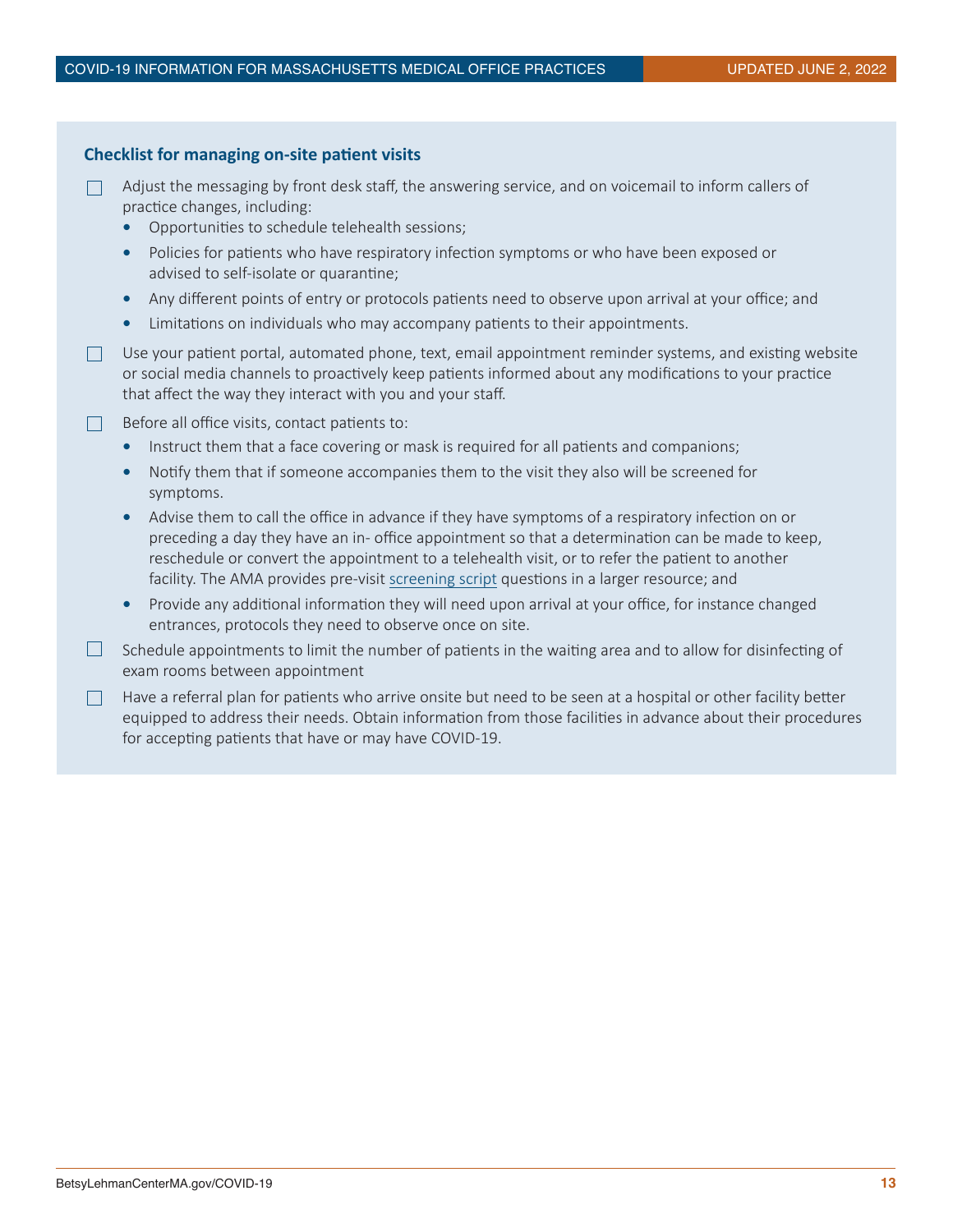### Checklist for managing on-site patient visits

- [ ] Adjust the messaging by front desk staff, the answering service, and on voicemail to inform callers of practice changes, including:
  - Opportunities to schedule telehealth sessions;
  - Policies for patients who have respiratory infection symptoms or who have been exposed or advised to self-isolate or quarantine;
  - Any different points of entry or protocols patients need to observe upon arrival at your office; and
  - Limitations on individuals who may accompany patients to their appointments.
- [ ] Use your patient portal, automated phone, text, email appointment reminder systems, and existing website or social media channels to proactively keep patients informed about any modifications to your practice that affect the way they interact with you and your staff.
- [ ] Before all office visits, contact patients to:
  - Instruct them that a face covering or mask is required for all patients and companions;
  - Notify them that if someone accompanies them to the visit they also will be screened for symptoms.
  - Advise them to call the office in advance if they have symptoms of a respiratory infection on or preceding a day they have an in- office appointment so that a determination can be made to keep, reschedule or convert the appointment to a telehealth visit, or to refer the patient to another facility. The AMA provides pre-visit screening script questions in a larger resource; and
  - Provide any additional information they will need upon arrival at your office, for instance changed entrances, protocols they need to observe once on site.
- [ ] Schedule appointments to limit the number of patients in the waiting area and to allow for disinfecting of exam rooms between appointment
- [ ] Have a referral plan for patients who arrive onsite but need to be seen at a hospital or other facility better equipped to address their needs. Obtain information from those facilities in advance about their procedures for accepting patients that have or may have COVID-19.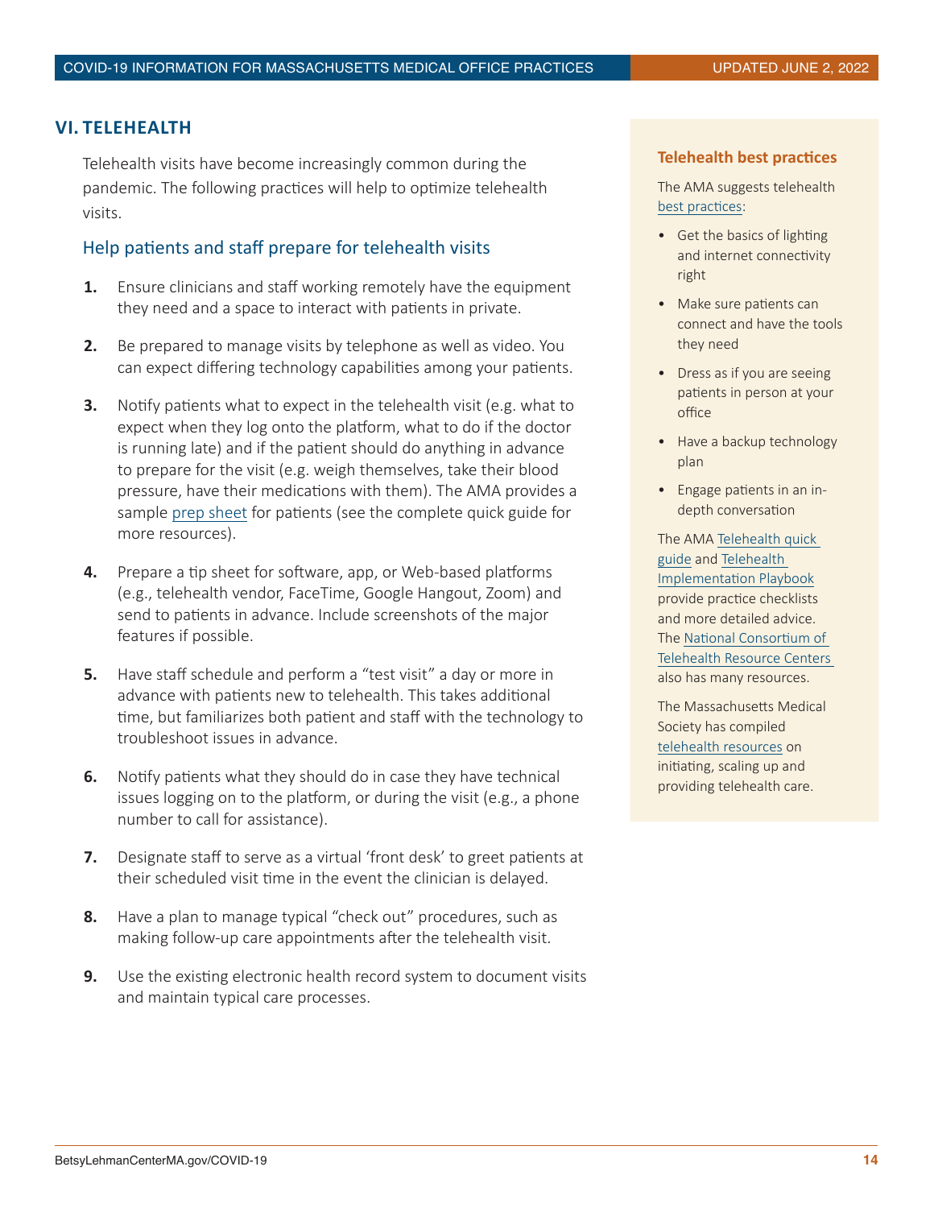## VI. TELEHEALTH

Telehealth visits have become increasingly common during the pandemic. The following practices will help to optimize telehealth visits.

### Help patients and staff prepare for telehealth visits

1. Ensure clinicians and staff working remotely have the equipment they need and a space to interact with patients in private.
2. Be prepared to manage visits by telephone as well as video. You can expect differing technology capabilities among your patients.
3. Notify patients what to expect in the telehealth visit (e.g. what to expect when they log onto the platform, what to do if the doctor is running late) and if the patient should do anything in advance to prepare for the visit (e.g. weigh themselves, take their blood pressure, have their medications with them). The AMA provides a sample prep sheet for patients (see the complete quick guide for more resources).
4. Prepare a tip sheet for software, app, or Web-based platforms (e.g., telehealth vendor, FaceTime, Google Hangout, Zoom) and send to patients in advance. Include screenshots of the major features if possible.
5. Have staff schedule and perform a "test visit" a day or more in advance with patients new to telehealth. This takes additional time, but familiarizes both patient and staff with the technology to troubleshoot issues in advance.
6. Notify patients what they should do in case they have technical issues logging on to the platform, or during the visit (e.g., a phone number to call for assistance).
7. Designate staff to serve as a virtual 'front desk' to greet patients at their scheduled visit time in the event the clinician is delayed.
8. Have a plan to manage typical "check out" procedures, such as making follow-up care appointments after the telehealth visit.
9. Use the existing electronic health record system to document visits and maintain typical care processes.

### Telehealth best practices

The AMA suggests telehealth best practices:

- Get the basics of lighting and internet connectivity right
- Make sure patients can connect and have the tools they need
- Dress as if you are seeing patients in person at your office
- Have a backup technology plan
- Engage patients in an in-depth conversation

The AMA Telehealth quick guide and Telehealth Implementation Playbook provide practice checklists and more detailed advice. The National Consortium of Telehealth Resource Centers also has many resources.

The Massachusetts Medical Society has compiled telehealth resources on initiating, scaling up and providing telehealth care.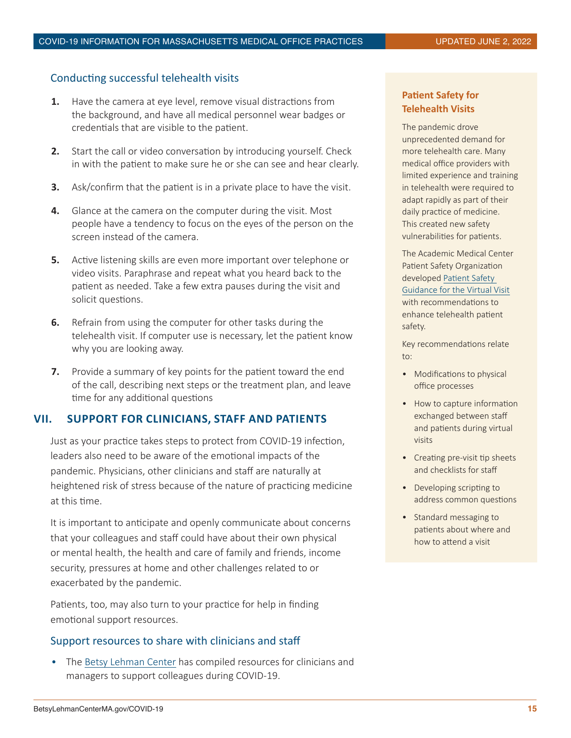### Conducting successful telehealth visits

1. Have the camera at eye level, remove visual distractions from the background, and have all medical personnel wear badges or credentials that are visible to the patient.
2. Start the call or video conversation by introducing yourself. Check in with the patient to make sure he or she can see and hear clearly.
3. Ask/confirm that the patient is in a private place to have the visit.
4. Glance at the camera on the computer during the visit. Most people have a tendency to focus on the eyes of the person on the screen instead of the camera.
5. Active listening skills are even more important over telephone or video visits. Paraphrase and repeat what you heard back to the patient as needed. Take a few extra pauses during the visit and solicit questions.
6. Refrain from using the computer for other tasks during the telehealth visit. If computer use is necessary, let the patient know why you are looking away.
7. Provide a summary of key points for the patient toward the end of the call, describing next steps or the treatment plan, and leave time for any additional questions

## VII. SUPPORT FOR CLINICIANS, STAFF AND PATIENTS

Just as your practice takes steps to protect from COVID-19 infection, leaders also need to be aware of the emotional impacts of the pandemic. Physicians, other clinicians and staff are naturally at heightened risk of stress because of the nature of practicing medicine at this time.

It is important to anticipate and openly communicate about concerns that your colleagues and staff could have about their own physical or mental health, the health and care of family and friends, income security, pressures at home and other challenges related to or exacerbated by the pandemic.

Patients, too, may also turn to your practice for help in finding emotional support resources.

### Support resources to share with clinicians and staff

- The Betsy Lehman Center has compiled resources for clinicians and managers to support colleagues during COVID-19.

**Patient Safety for Telehealth Visits**

The pandemic drove unprecedented demand for more telehealth care. Many medical office providers with limited experience and training in telehealth were required to adapt rapidly as part of their daily practice of medicine. This created new safety vulnerabilities for patients.

The Academic Medical Center Patient Safety Organization developed Patient Safety Guidance for the Virtual Visit with recommendations to enhance telehealth patient safety.

Key recommendations relate to:

- Modifications to physical office processes
- How to capture information exchanged between staff and patients during virtual visits
- Creating pre-visit tip sheets and checklists for staff
- Developing scripting to address common questions
- Standard messaging to patients about where and how to attend a visit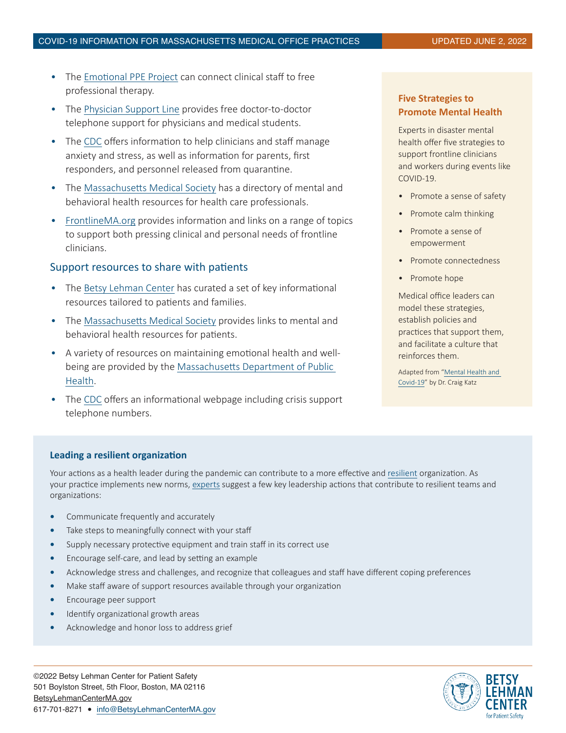- The Emotional PPE Project can connect clinical staff to free professional therapy.
- The Physician Support Line provides free doctor-to-doctor telephone support for physicians and medical students.
- The CDC offers information to help clinicians and staff manage anxiety and stress, as well as information for parents, first responders, and personnel released from quarantine.
- The Massachusetts Medical Society has a directory of mental and behavioral health resources for health care professionals.
- FrontlineMA.org provides information and links on a range of topics to support both pressing clinical and personal needs of frontline clinicians.

## Support resources to share with patients

- The Betsy Lehman Center has curated a set of key informational resources tailored to patients and families.
- The Massachusetts Medical Society provides links to mental and behavioral health resources for patients.
- A variety of resources on maintaining emotional health and well-being are provided by the Massachusetts Department of Public Health.
- The CDC offers an informational webpage including crisis support telephone numbers.

### Five Strategies to Promote Mental Health

Experts in disaster mental health offer five strategies to support frontline clinicians and workers during events like COVID-19.

- Promote a sense of safety
- Promote calm thinking
- Promote a sense of empowerment
- Promote connectedness
- Promote hope

Medical office leaders can model these strategies, establish policies and practices that support them, and facilitate a culture that reinforces them.

Adapted from "Mental Health and Covid-19" by Dr. Craig Katz

### Leading a resilient organization

Your actions as a health leader during the pandemic can contribute to a more effective and resilient organization. As your practice implements new norms, experts suggest a few key leadership actions that contribute to resilient teams and organizations:

- Communicate frequently and accurately
- Take steps to meaningfully connect with your staff
- Supply necessary protective equipment and train staff in its correct use
- Encourage self-care, and lead by setting an example
- Acknowledge stress and challenges, and recognize that colleagues and staff have different coping preferences
- Make staff aware of support resources available through your organization
- Encourage peer support
- Identify organizational growth areas
- Acknowledge and honor loss to address grief

©2022 Betsy Lehman Center for Patient Safety
501 Boylston Street, 5th Floor, Boston, MA 02116
BetsyLehmanCenterMA.gov
617-701-8271 • info@BetsyLehmanCenterMA.gov